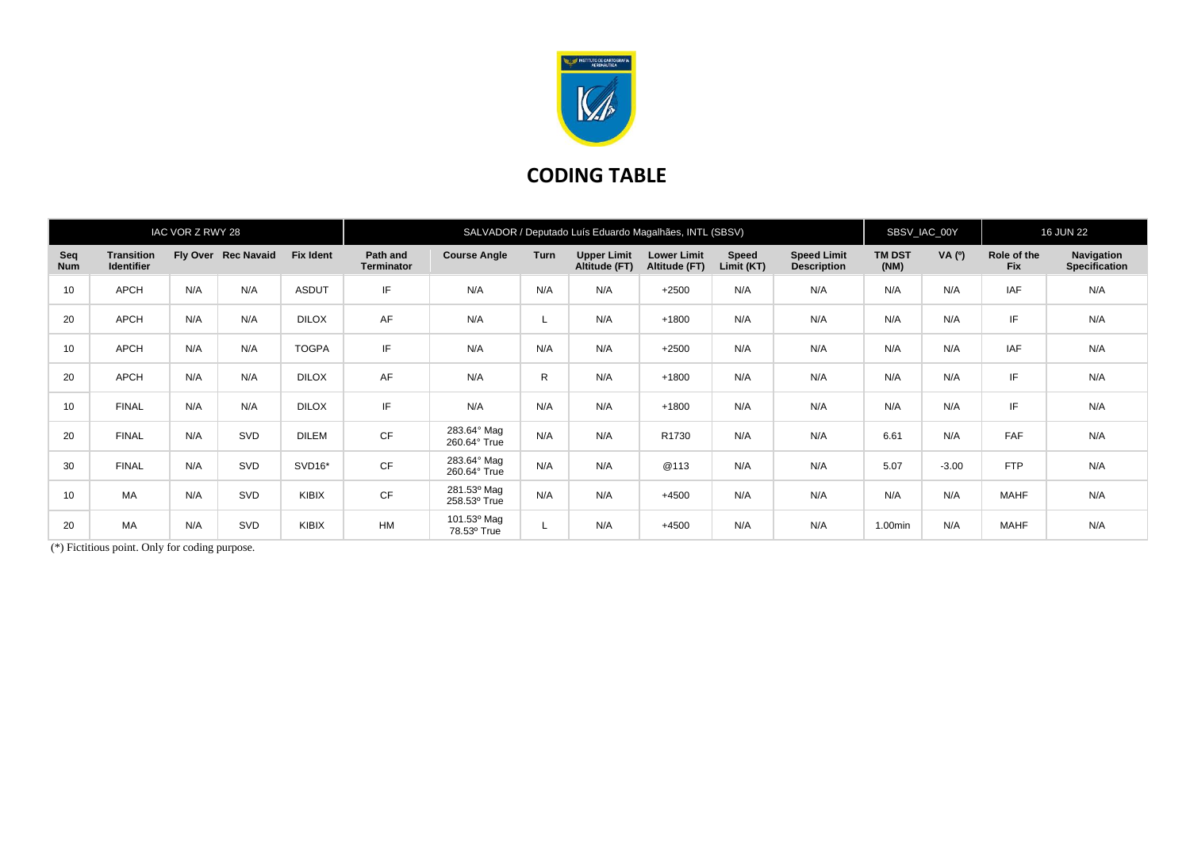# CODING TABLE

| IAC VOR Z RWY 28 | | | | SALVADOR / Deputado Luís Eduardo Magalhães, INTL (SBSV) | | | | | | | SBSV_IAC_00Y | | 16 JUN 22 | |
|---|---|---|---|---|---|---|---|---|---|---|---|---|---|---|
| **Seq Num** | **Transition Identifier** | **Fly Over** | **Rec Navaid** | **Fix Ident** | **Path and Terminator** | **Course Angle** | **Turn** | **Upper Limit Altitude (FT)** | **Lower Limit Altitude (FT)** | **Speed Limit (KT)** | **Speed Limit Description** | **TM DST (NM)** | **VA (º)** | **Role of the Fix** | **Navigation Specification** |
| 10 | APCH | N/A | N/A | ASDUT | IF | N/A | N/A | N/A | +2500 | N/A | N/A | N/A | N/A | IAF | N/A |
| 20 | APCH | N/A | N/A | DILOX | AF | N/A | L | N/A | +1800 | N/A | N/A | N/A | N/A | IF | N/A |
| 10 | APCH | N/A | N/A | TOGPA | IF | N/A | N/A | N/A | +2500 | N/A | N/A | N/A | N/A | IAF | N/A |
| 20 | APCH | N/A | N/A | DILOX | AF | N/A | R | N/A | +1800 | N/A | N/A | N/A | N/A | IF | N/A |
| 10 | FINAL | N/A | N/A | DILOX | IF | N/A | N/A | N/A | +1800 | N/A | N/A | N/A | N/A | IF | N/A |
| 20 | FINAL | N/A | SVD | DILEM | CF | 283.64° Mag 260.64° True | N/A | N/A | R1730 | N/A | N/A | 6.61 | N/A | FAF | N/A |
| 30 | FINAL | N/A | SVD | SVD16* | CF | 283.64° Mag 260.64° True | N/A | N/A | @113 | N/A | N/A | 5.07 | -3.00 | FTP | N/A |
| 10 | MA | N/A | SVD | KIBIX | CF | 281.53º Mag 258.53º True | N/A | N/A | +4500 | N/A | N/A | N/A | N/A | MAHF | N/A |
| 20 | MA | N/A | SVD | KIBIX | HM | 101.53º Mag 78.53º True | L | N/A | +4500 | N/A | N/A | 1.00min | N/A | MAHF | N/A |

(*) Fictitious point. Only for coding purpose.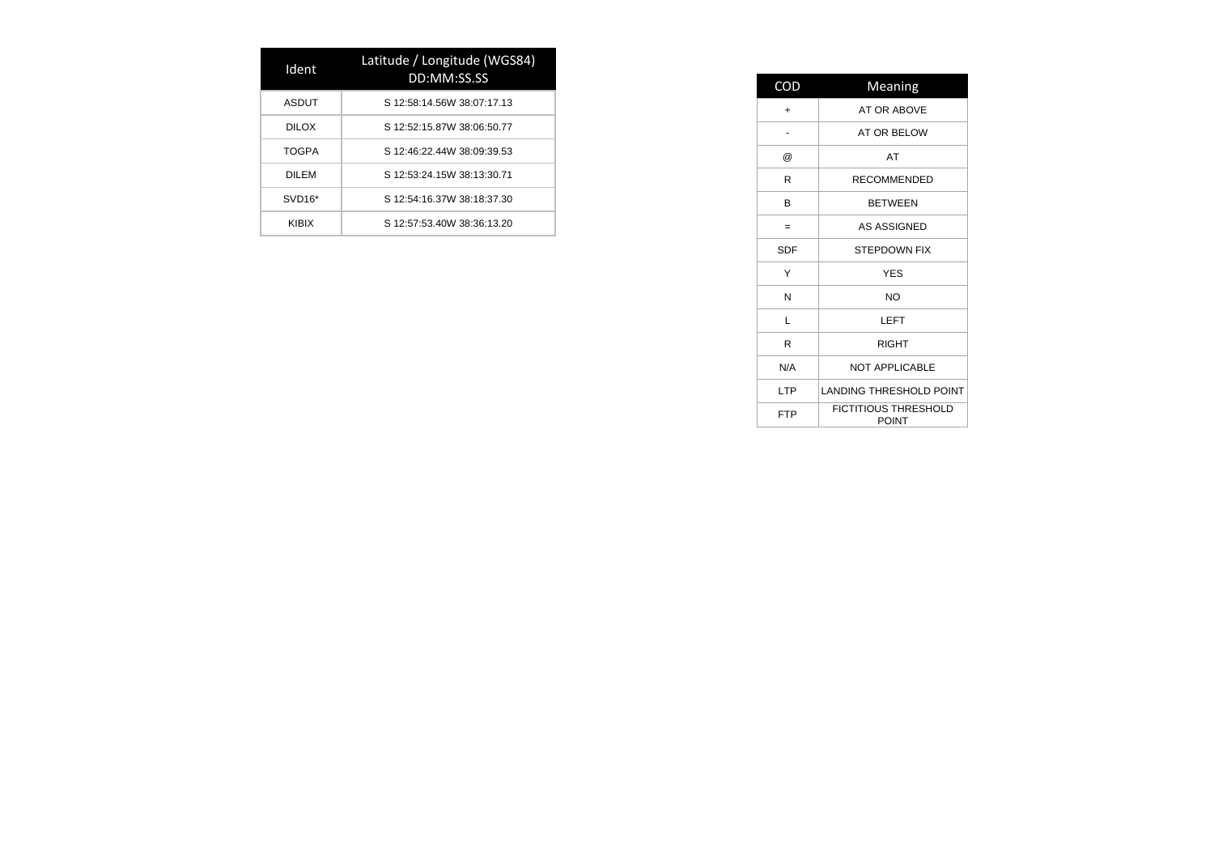| Ident | Latitude / Longitude (WGS84) DD:MM:SS.SS |
|---|---|
| ASDUT | S 12:58:14.56W 38:07:17.13 |
| DILOX | S 12:52:15.87W 38:06:50.77 |
| TOGPA | S 12:46:22.44W 38:09:39.53 |
| DILEM | S 12:53:24.15W 38:13:30.71 |
| SVD16* | S 12:54:16.37W 38:18:37.30 |
| KIBIX | S 12:57:53.40W 38:36:13.20 |

| COD | Meaning |
|---|---|
| + | AT OR ABOVE |
| - | AT OR BELOW |
| @ | AT |
| R | RECOMMENDED |
| B | BETWEEN |
| = | AS ASSIGNED |
| SDF | STEPDOWN FIX |
| Y | YES |
| N | NO |
| L | LEFT |
| R | RIGHT |
| N/A | NOT APPLICABLE |
| LTP | LANDING THRESHOLD POINT |
| FTP | FICTITIOUS THRESHOLD POINT |